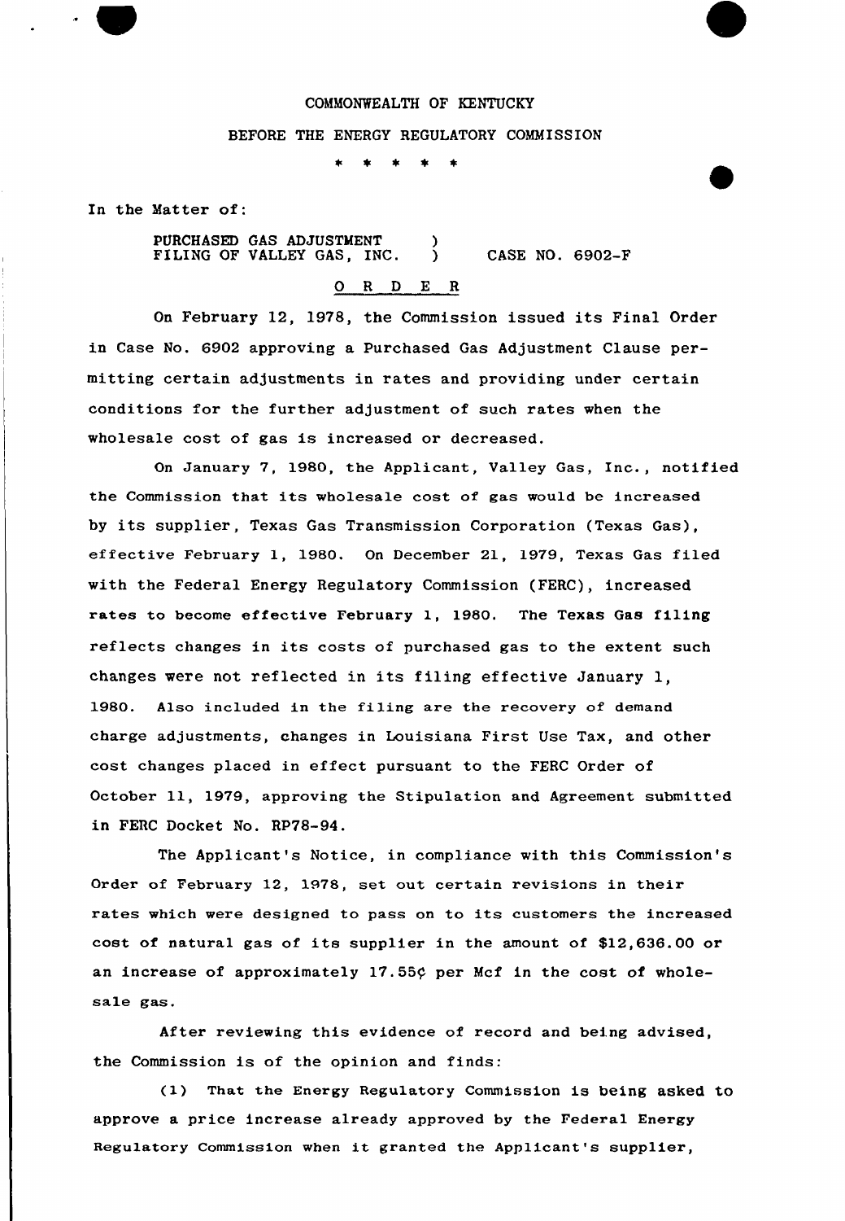COMMONWEALTH OF KENTUCKY

BEFORE THE ENERGY REGULATORY COMMISSION

\* \* \* \* \*

In the Matter of:

PURCHASED GAS ADJUSTMENT FILING OF VALLEY GAS, INC. ) CASE NO. 6902-F

O R D E R

On February 12, 1978, the Commission issued its Final Order in Case No. 6902 approving a Purchased Gas Adjustment Clause permitting certain adjustments in rates and providing under certain conditions for the further adjustment of such rates when the wholesale cost of gas is increased or decreased.

On January 7, 1980, the Applicant, Valley Gas, Inc., notified the Commission that its wholesale cost of gas would be increased by its supplier, Texas Gas Transmission Corporation (Texas Gas), effective February 1, 1980. On December 21, 1979, Texas Gas filed with the Federal Energy Regulatory Commission (FERC), increased rates to become effective February 1, 1980. The Texas Gas filing reflects changes in its costs of purchased gas to the extent such changes were not reflected in its filing effective January 1, 1980. Also included in the filing are the recovery of demand charge adjustments, changes in Louisiana First Use Tax, and other cost changes placed in effect pursuant to the FERC Order of October 11, 1979, approving the Stipulation and Agreement submitted in FERC Docket No. RP78-94.

The Applicant's Notice, in compliance with this Commission's Order of February 12, 1978, set out certain revisions in their rates which were designed to pass on to its customers the increased cost of natural gas of its supplier in the amount of $12,636.00 or an increase of approximately 17.55¢ per Mcf in the cost of wholesale gas.

After reviewing this evidence of record and being advised, the Commission is of the opinion and finds:

(1) That the Energy Regulatory Commission is being asked to approve a price increase already approved by the Federal Energy Regulatory Commission when it granted the Applicant's supplier,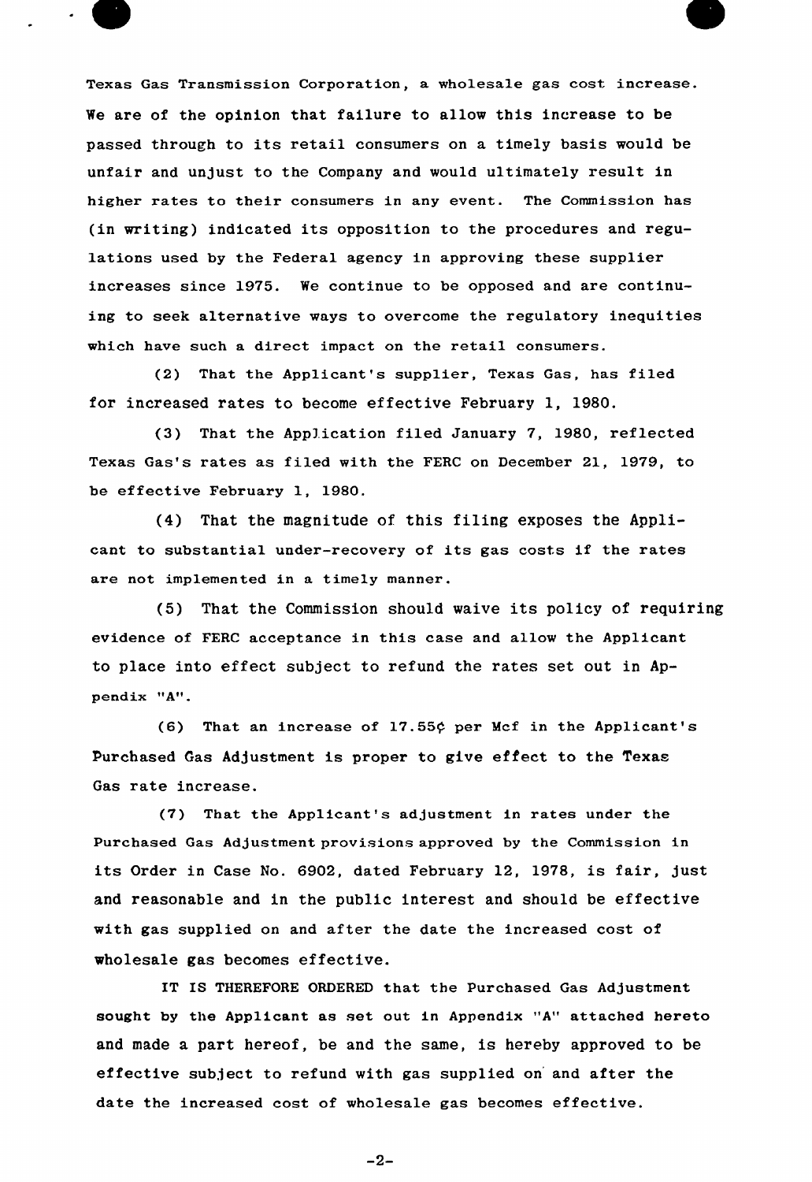Texas Gas Transmission Corporation, a wholesale gas cost increase. We are of the opinion that failure to allow this increase to be passed through to its retail consumers on a timely basis would be unfair and unjust to the Company and would ultimately result in higher rates to their consumers in any event. The Commission has (in writing) indicated its opposition to the procedures and regulations used by the Federal agency in approving these supplier increases since 1975. We continue to be opposed and are continuing to seek alternative ways to overcome the regulatory inequities which have such a direct impact on the retail consumers.

(2) That the Applicant's supplier, Texas Gas, has filed for increased rates to become effective February 1, 1980.

(3) That the Application filed January 7, 1980, reflected Texas Gas's rates as filed with the FERC on December 21, 1979, to be effective February 1, 1980.

(4) That the magnitude of this filing exposes the Applicant to substantial under-recovery of its gas costs if the rates are not implemented in a timely manner.

(5) That the Commission should waive its policy of requiring evidence of FERC acceptance in this case and allow the Applicant to place into effect subject to refund the rates set out in Appendix "A".

(6) That an increase of 17.55¢ per Mcf in the Applicant's Purchased Gas Adjustment is proper to give effect to the Texas Gas rate increase.

(7) That the Applicant's adjustment in rates under the Purchased Gas Adjustment provisions approved by the Commission in its Order in Case No. 6902, dated February 12, 1978, is fair, just and reasonable and in the public interest and should be effective with gas supplied on and after the date the increased cost of wholesale gas becomes effective.

IT IS THEREFORE ORDERED that the Purchased Gas Adjustment sought by the Applicant as set out in Appendix "A" attached hereto and made a part hereof, be and the same, is hereby approved to be effective subject to refund with gas supplied on and after the date the increased cost of wholesale gas becomes effective.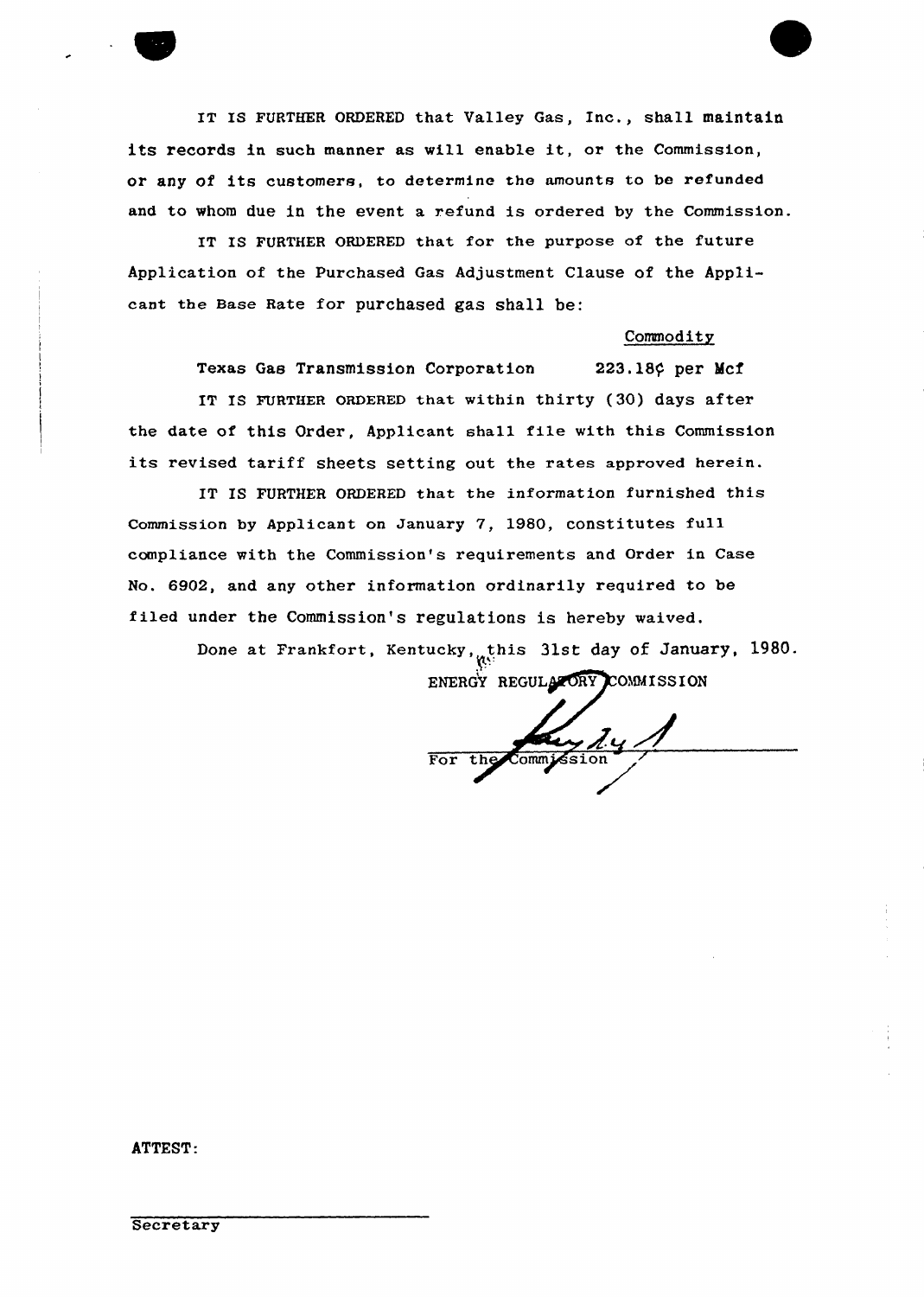IT IS FURTHER ORDERED that Valley Gas, Inc., shall maintain its records in such manner as will enable it, or the Commission, or any of its customers, to determine the amounts to be refunded and to whom due in the event a refund is ordered by the Commission.

IT IS FURTHER ORDERED that for the purpose of the future Application of the Purchased Gas Adjustment Clause of the Applicant the Base Rate for purchased gas shall be:

| | Commodity |
|---|---|
| Texas Gas Transmission Corporation | 223.18¢ per Mcf |

IT IS FURTHER ORDERED that within thirty (30) days after the date of this Order, Applicant shall file with this Commission its revised tariff sheets setting out the rates approved herein.

IT IS FURTHER ORDERED that the information furnished this Commission by Applicant on January 7, 1980, constitutes full compliance with the Commission's requirements and Order in Case No. 6902, and any other information ordinarily required to be filed under the Commission's regulations is hereby waived.

Done at Frankfort, Kentucky, this 31st day of January, 1980.

ENERGY REGULATORY COMMISSION

For the Commission

ATTEST:

Secretary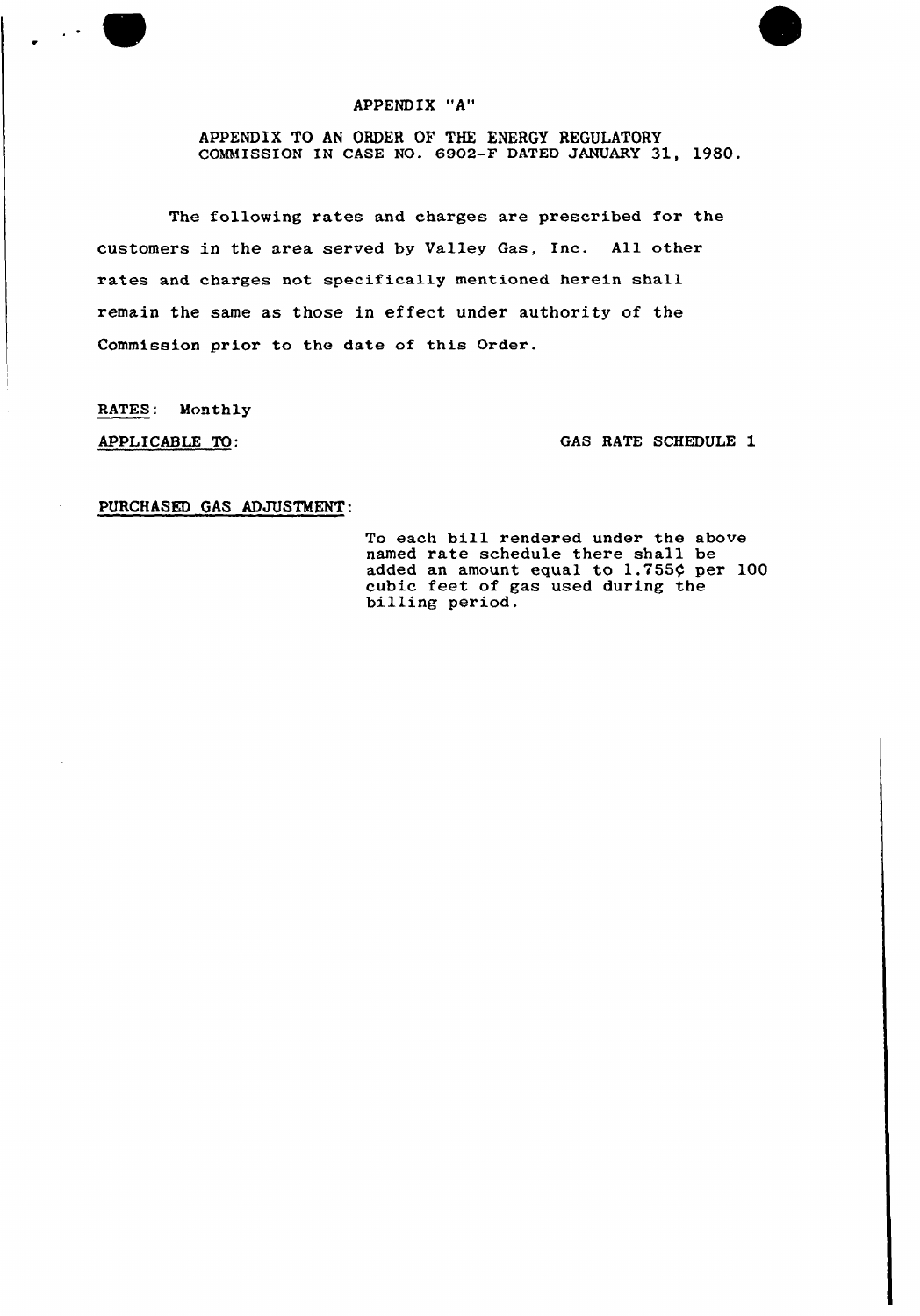# APPENDIX "A"

APPENDIX TO AN ORDER OF THE ENERGY REGULATORY COMMISSION IN CASE NO. 6902-F DATED JANUARY 31, 1980.

The following rates and charges are prescribed for the customers in the area served by Valley Gas, Inc. All other rates and charges not specifically mentioned herein shall remain the same as those in effect under authority of the Commission prior to the date of this Order.

RATES: Monthly

APPLICABLE TO: GAS RATE SCHEDULE 1

PURCHASED GAS ADJUSTMENT:

To each bill rendered under the above named rate schedule there shall be added an amount equal to 1.755¢ per 100 cubic feet of gas used during the billing period.